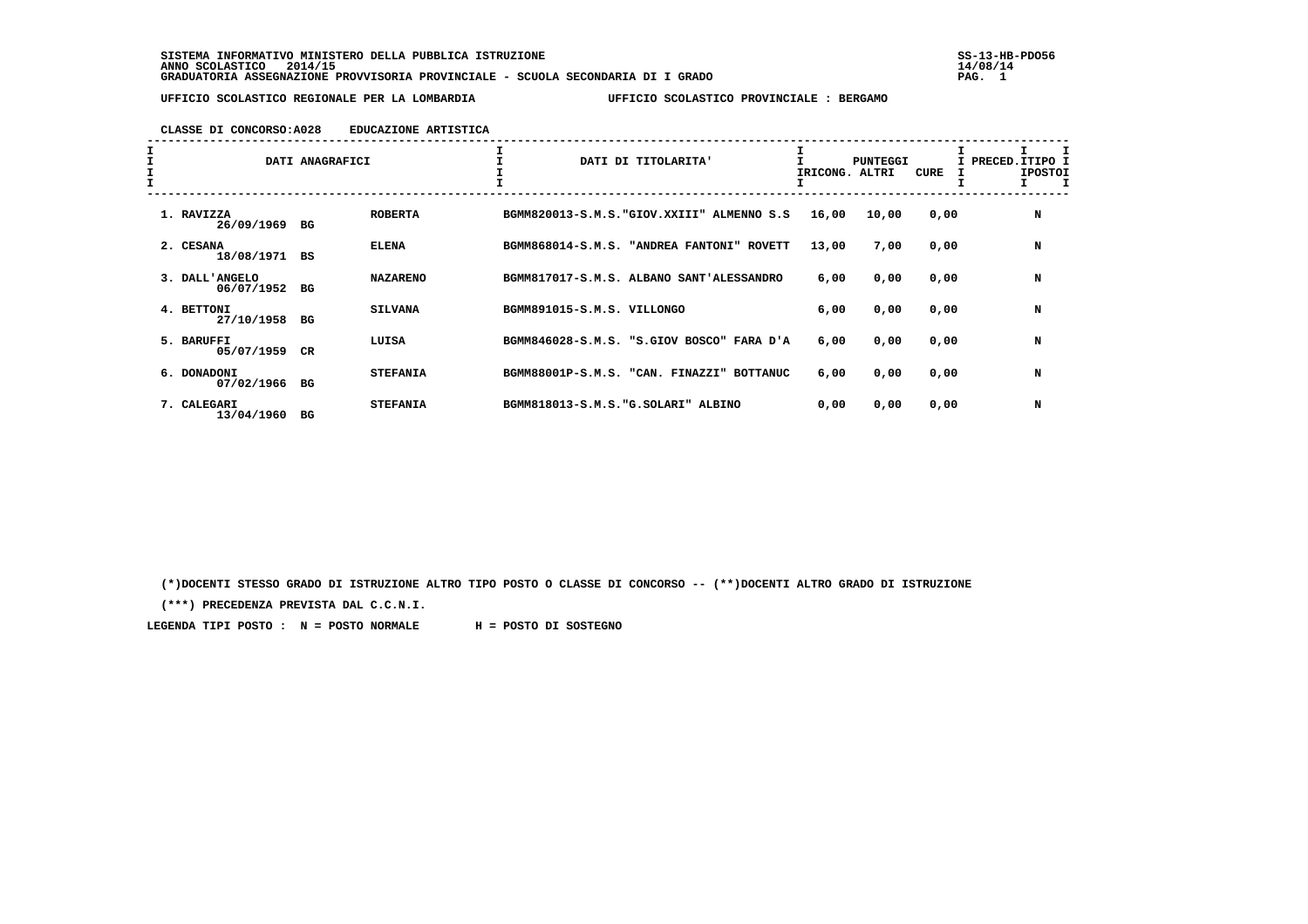SISTEMA INFORMATIVO MINISTERO DELLA PUBBLICA ISTRUZIONE
ANNO SCOLASTICO 2014/15
GRADUATORIA ASSEGNAZIONE PROVVISORIA PROVINCIALE - SCUOLA SECONDARIA DI I GRADO

SS-13-HB-PDO56
14/08/14

UFFICIO SCOLASTICO REGIONALE PER LA LOMBARDIA — UFFICIO SCOLASTICO PROVINCIALE : BERGAMO

CLASSE DI CONCORSO:A028 EDUCAZIONE ARTISTICA

| DATI ANAGRAFICI | | | DATI DI TITOLARITA' | PUNTEGGI RICONG. | PUNTEGGI ALTRI | CURE | PRECED. | TIPO POSTO |
|---|---|---|---|---|---|---|---|---|
| 1. RAVIZZA 26/09/1969 | BG | ROBERTA | BGMM820013-S.M.S."GIOV.XXIII" ALMENNO S.S | 16,00 | 10,00 | 0,00 | | N |
| 2. CESANA 18/08/1971 | BS | ELENA | BGMM868014-S.M.S. "ANDREA FANTONI" ROVETT | 13,00 | 7,00 | 0,00 | | N |
| 3. DALL'ANGELO 06/07/1952 | BG | NAZARENO | BGMM817017-S.M.S. ALBANO SANT'ALESSANDRO | 6,00 | 0,00 | 0,00 | | N |
| 4. BETTONI 27/10/1958 | BG | SILVANA | BGMM891015-S.M.S. VILLONGO | 6,00 | 0,00 | 0,00 | | N |
| 5. BARUFFI 05/07/1959 | CR | LUISA | BGMM846028-S.M.S. "S.GIOV BOSCO" FARA D'A | 6,00 | 0,00 | 0,00 | | N |
| 6. DONADONI 07/02/1966 | BG | STEFANIA | BGMM88001P-S.M.S. "CAN. FINAZZI" BOTTANUC | 6,00 | 0,00 | 0,00 | | N |
| 7. CALEGARI 13/04/1960 | BG | STEFANIA | BGMM818013-S.M.S."G.SOLARI" ALBINO | 0,00 | 0,00 | 0,00 | | N |

(*)DOCENTI STESSO GRADO DI ISTRUZIONE ALTRO TIPO POSTO O CLASSE DI CONCORSO -- (**)DOCENTI ALTRO GRADO DI ISTRUZIONE

(***) PRECEDENZA PREVISTA DAL C.C.N.I.

LEGENDA TIPI POSTO : N = POSTO NORMALE H = POSTO DI SOSTEGNO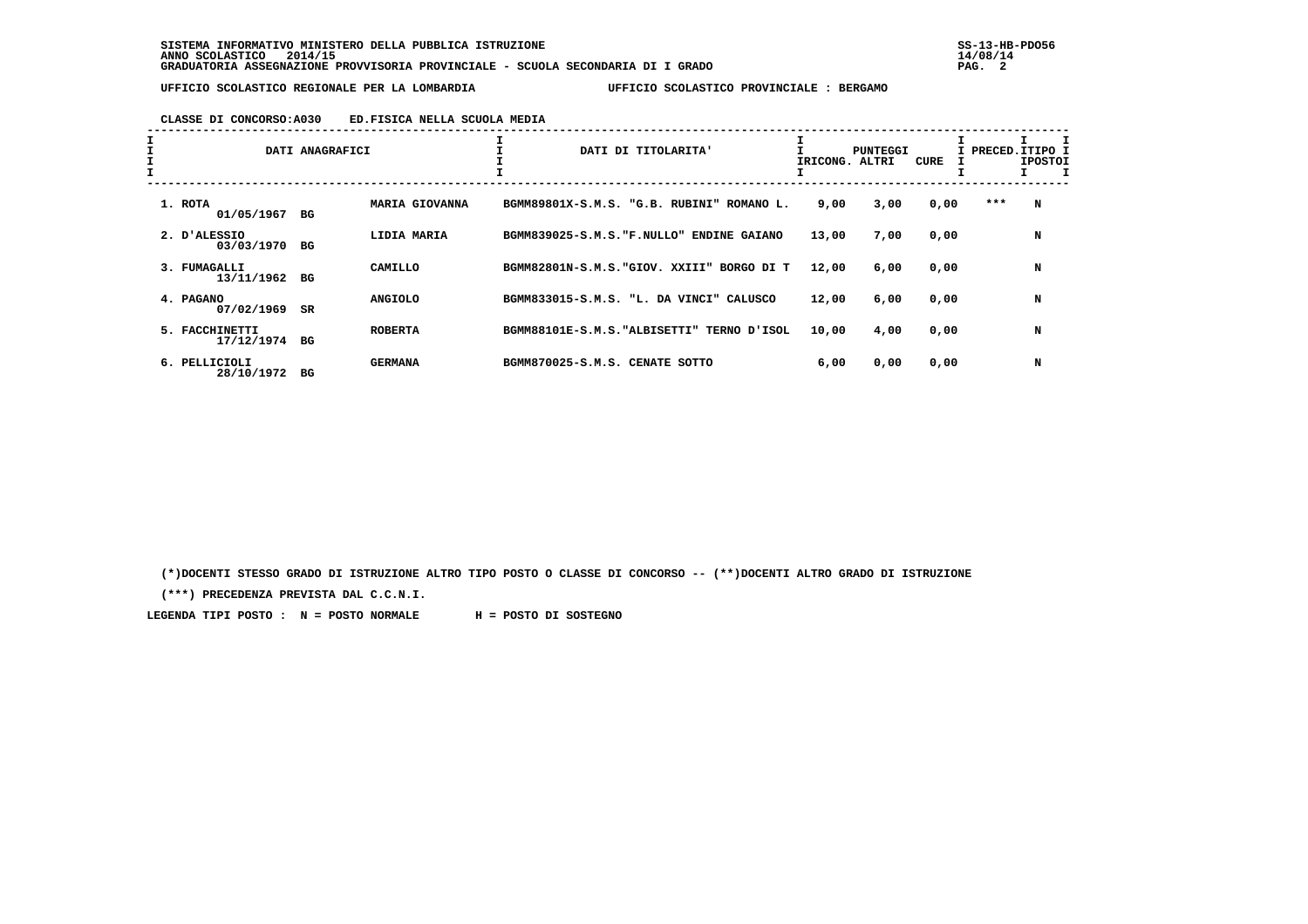SISTEMA INFORMATIVO MINISTERO DELLA PUBBLICA ISTRUZIONE
ANNO SCOLASTICO 2014/15
GRADUATORIA ASSEGNAZIONE PROVVISORIA PROVINCIALE - SCUOLA SECONDARIA DI I GRADO

UFFICIO SCOLASTICO REGIONALE PER LA LOMBARDIA — UFFICIO SCOLASTICO PROVINCIALE : BERGAMO

CLASSE DI CONCORSO:A030 ED.FISICA NELLA SCUOLA MEDIA

| DATI ANAGRAFICI | | | DATI DI TITOLARITA' | PUNTEGGI RICONG. | ALTRI | CURE | PRECED. | TIPO POSTO |
|---|---|---|---|---|---|---|---|---|
| 1. ROTA 01/05/1967 | BG | MARIA GIOVANNA | BGMM89801X-S.M.S. "G.B. RUBINI" ROMANO L. | 9,00 | 3,00 | 0,00 | *** | N |
| 2. D'ALESSIO 03/03/1970 | BG | LIDIA MARIA | BGMM839025-S.M.S."F.NULLO" ENDINE GAIANO | 13,00 | 7,00 | 0,00 | | N |
| 3. FUMAGALLI 13/11/1962 | BG | CAMILLO | BGMM82801N-S.M.S."GIOV. XXIII" BORGO DI T | 12,00 | 6,00 | 0,00 | | N |
| 4. PAGANO 07/02/1969 | SR | ANGIOLO | BGMM833015-S.M.S. "L. DA VINCI" CALUSCO | 12,00 | 6,00 | 0,00 | | N |
| 5. FACCHINETTI 17/12/1974 | BG | ROBERTA | BGMM88101E-S.M.S."ALBISETTI" TERNO D'ISOL | 10,00 | 4,00 | 0,00 | | N |
| 6. PELLICIOLI 28/10/1972 | BG | GERMANA | BGMM870025-S.M.S. CENATE SOTTO | 6,00 | 0,00 | 0,00 | | N |

(*)DOCENTI STESSO GRADO DI ISTRUZIONE ALTRO TIPO POSTO O CLASSE DI CONCORSO -- (**)DOCENTI ALTRO GRADO DI ISTRUZIONE

(***) PRECEDENZA PREVISTA DAL C.C.N.I.

LEGENDA TIPI POSTO : N = POSTO NORMALE H = POSTO DI SOSTEGNO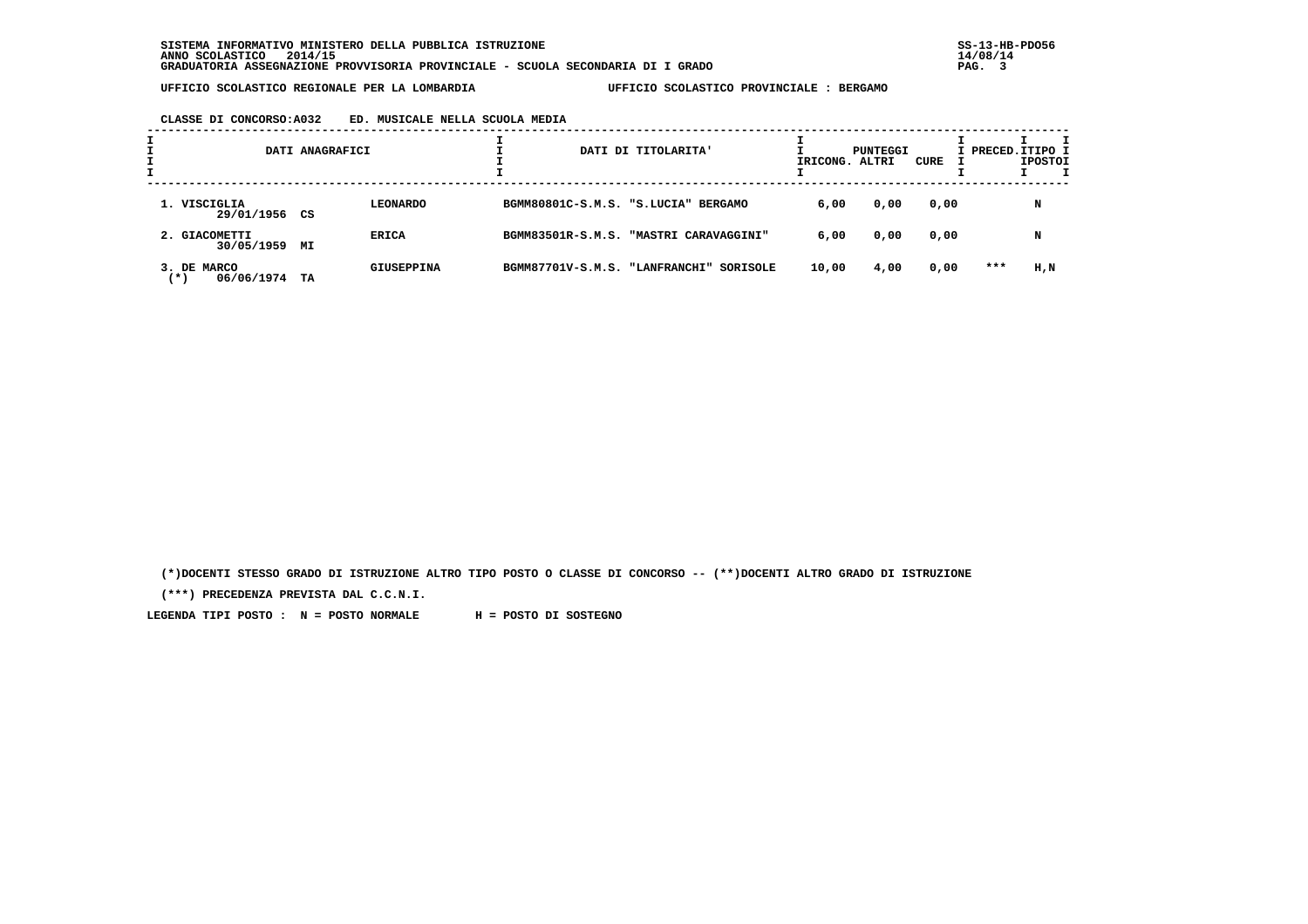SISTEMA INFORMATIVO MINISTERO DELLA PUBBLICA ISTRUZIONE
ANNO SCOLASTICO 2014/15
GRADUATORIA ASSEGNAZIONE PROVVISORIA PROVINCIALE - SCUOLA SECONDARIA DI I GRADO

UFFICIO SCOLASTICO REGIONALE PER LA LOMBARDIA — UFFICIO SCOLASTICO PROVINCIALE : BERGAMO

**CLASSE DI CONCORSO:A032 ED. MUSICALE NELLA SCUOLA MEDIA**

| DATI ANAGRAFICI | | | DATI DI TITOLARITA' | PUNTEGGI RICONG. | PUNTEGGI ALTRI | PUNTEGGI CURE | PRECED. | TIPO POSTO |
|---|---|---|---|---|---|---|---|---|
| 1. VISCIGLIA 29/01/1956 | CS | LEONARDO | BGMM80801C-S.M.S. "S.LUCIA" BERGAMO | 6,00 | 0,00 | 0,00 | | N |
| 2. GIACOMETTI 30/05/1959 | MI | ERICA | BGMM83501R-S.M.S. "MASTRI CARAVAGGINI" | 6,00 | 0,00 | 0,00 | | N |
| 3. DE MARCO (*) 06/06/1974 | TA | GIUSEPPINA | BGMM87701V-S.M.S. "LANFRANCHI" SORISOLE | 10,00 | 4,00 | 0,00 | *** | H,N |

(*)DOCENTI STESSO GRADO DI ISTRUZIONE ALTRO TIPO POSTO O CLASSE DI CONCORSO -- (**)DOCENTI ALTRO GRADO DI ISTRUZIONE

(***) PRECEDENZA PREVISTA DAL C.C.N.I.

LEGENDA TIPI POSTO : N = POSTO NORMALE H = POSTO DI SOSTEGNO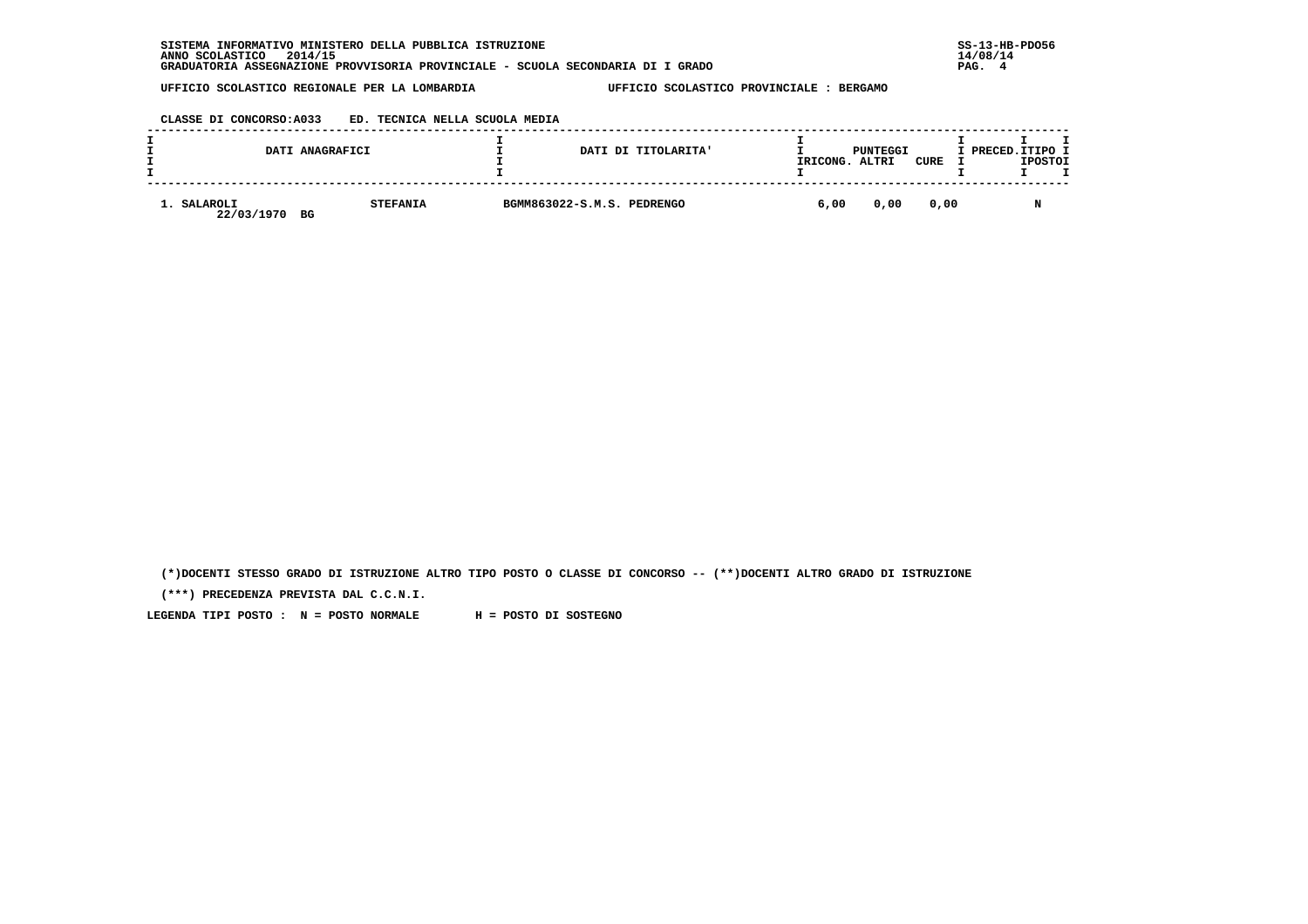SISTEMA INFORMATIVO MINISTERO DELLA PUBBLICA ISTRUZIONE
ANNO SCOLASTICO 2014/15
GRADUATORIA ASSEGNAZIONE PROVVISORIA PROVINCIALE - SCUOLA SECONDARIA DI I GRADO

SS-13-HB-PDO56
14/08/14

UFFICIO SCOLASTICO REGIONALE PER LA LOMBARDIA — UFFICIO SCOLASTICO PROVINCIALE : BERGAMO

CLASSE DI CONCORSO:A033 ED. TECNICA NELLA SCUOLA MEDIA

| DATI ANAGRAFICI | | DATI DI TITOLARITA' | PUNTEGGI RICONG. | PUNTEGGI ALTRI | PUNTEGGI CURE | PRECED. | TIPO POSTO |
|---|---|---|---|---|---|---|---|
| 1. SALAROLI 22/03/1970 BG | STEFANIA | BGMM863022-S.M.S. PEDRENGO | 6,00 | 0,00 | 0,00 | | N |

(*)DOCENTI STESSO GRADO DI ISTRUZIONE ALTRO TIPO POSTO O CLASSE DI CONCORSO -- (**)DOCENTI ALTRO GRADO DI ISTRUZIONE

(***) PRECEDENZA PREVISTA DAL C.C.N.I.

LEGENDA TIPI POSTO : N = POSTO NORMALE H = POSTO DI SOSTEGNO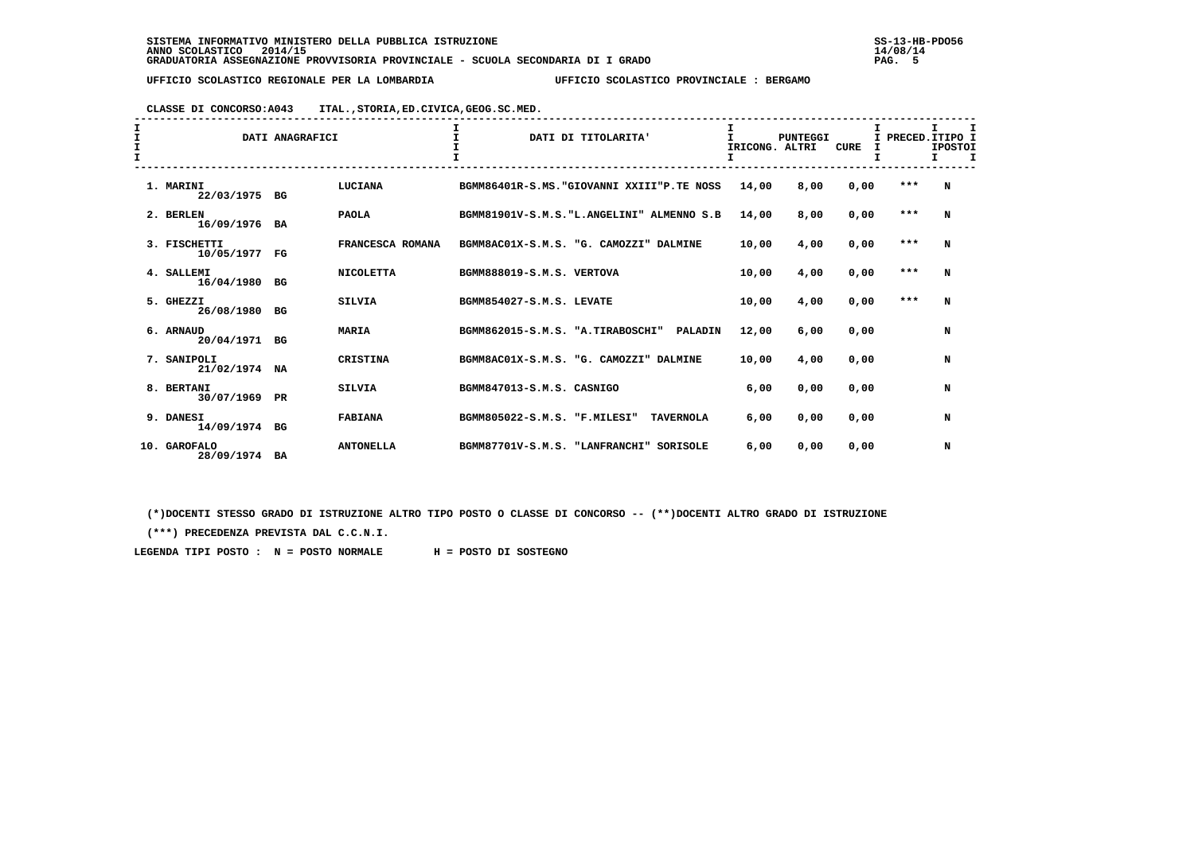SISTEMA INFORMATIVO MINISTERO DELLA PUBBLICA ISTRUZIONE
ANNO SCOLASTICO 2014/15
GRADUATORIA ASSEGNAZIONE PROVVISORIA PROVINCIALE - SCUOLA SECONDARIA DI I GRADO

SS-13-HB-PDO56
14/08/14

UFFICIO SCOLASTICO REGIONALE PER LA LOMBARDIA    UFFICIO SCOLASTICO PROVINCIALE : BERGAMO

CLASSE DI CONCORSO:A043    ITAL.,STORIA,ED.CIVICA,GEOG.SC.MED.

| DATI ANAGRAFICI | | | DATI DI TITOLARITA' | PUNTEGGI RICONG. | ALTRI | CURE | PRECED. | TIPO POSTO |
|---|---|---|---|---|---|---|---|---|
| 1. MARINI 22/03/1975 | BG | LUCIANA | BGMM86401R-S.MS."GIOVANNI XXIII"P.TE NOSS | 14,00 | 8,00 | 0,00 | *** | N |
| 2. BERLEN 16/09/1976 | BA | PAOLA | BGMM81901V-S.M.S."L.ANGELINI" ALMENNO S.B | 14,00 | 8,00 | 0,00 | *** | N |
| 3. FISCHETTI 10/05/1977 | FG | FRANCESCA ROMANA | BGMM8AC01X-S.M.S. "G. CAMOZZI" DALMINE | 10,00 | 4,00 | 0,00 | *** | N |
| 4. SALLEMI 16/04/1980 | BG | NICOLETTA | BGMM888019-S.M.S. VERTOVA | 10,00 | 4,00 | 0,00 | *** | N |
| 5. GHEZZI 26/08/1980 | BG | SILVIA | BGMM854027-S.M.S. LEVATE | 10,00 | 4,00 | 0,00 | *** | N |
| 6. ARNAUD 20/04/1971 | BG | MARIA | BGMM862015-S.M.S. "A.TIRABOSCHI" PALADIN | 12,00 | 6,00 | 0,00 | | N |
| 7. SANIPOLI 21/02/1974 | NA | CRISTINA | BGMM8AC01X-S.M.S. "G. CAMOZZI" DALMINE | 10,00 | 4,00 | 0,00 | | N |
| 8. BERTANI 30/07/1969 | PR | SILVIA | BGMM847013-S.M.S. CASNIGO | 6,00 | 0,00 | 0,00 | | N |
| 9. DANESI 14/09/1974 | BG | FABIANA | BGMM805022-S.M.S. "F.MILESI" TAVERNOLA | 6,00 | 0,00 | 0,00 | | N |
| 10. GAROFALO 28/09/1974 | BA | ANTONELLA | BGMM87701V-S.M.S. "LANFRANCHI" SORISOLE | 6,00 | 0,00 | 0,00 | | N |

(*)DOCENTI STESSO GRADO DI ISTRUZIONE ALTRO TIPO POSTO O CLASSE DI CONCORSO -- (**)DOCENTI ALTRO GRADO DI ISTRUZIONE

(***) PRECEDENZA PREVISTA DAL C.C.N.I.

LEGENDA TIPI POSTO : N = POSTO NORMALE    H = POSTO DI SOSTEGNO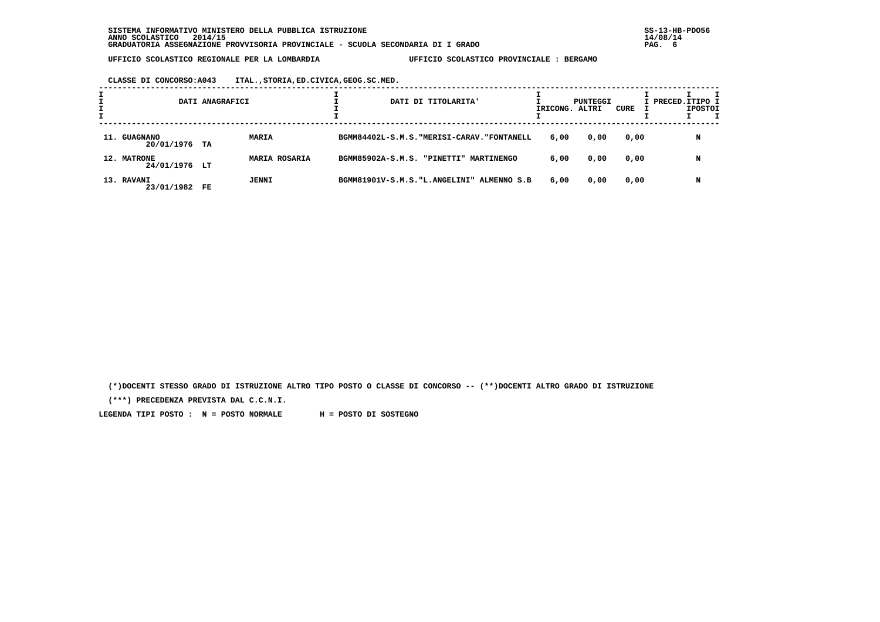SISTEMA INFORMATIVO MINISTERO DELLA PUBBLICA ISTRUZIONE
ANNO SCOLASTICO 2014/15
GRADUATORIA ASSEGNAZIONE PROVVISORIA PROVINCIALE - SCUOLA SECONDARIA DI I GRADO

UFFICIO SCOLASTICO REGIONALE PER LA LOMBARDIA — UFFICIO SCOLASTICO PROVINCIALE : BERGAMO

CLASSE DI CONCORSO:A043 ITAL.,STORIA,ED.CIVICA,GEOG.SC.MED.

| DATI ANAGRAFICI | | | DATI DI TITOLARITA' | PUNTEGGI RICONG. | PUNTEGGI ALTRI | PUNTEGGI CURE | PRECED. | TIPO POSTO |
|---|---|---|---|---|---|---|---|---|
| 11. GUAGNANO 20/01/1976 | TA | MARIA | BGMM84402L-S.M.S."MERISI-CARAV."FONTANELL | 6,00 | 0,00 | 0,00 | | N |
| 12. MATRONE 24/01/1976 | LT | MARIA ROSARIA | BGMM85902A-S.M.S. "PINETTI" MARTINENGO | 6,00 | 0,00 | 0,00 | | N |
| 13. RAVANI 23/01/1982 | FE | JENNI | BGMM81901V-S.M.S."L.ANGELINI" ALMENNO S.B | 6,00 | 0,00 | 0,00 | | N |

(*)DOCENTI STESSO GRADO DI ISTRUZIONE ALTRO TIPO POSTO O CLASSE DI CONCORSO -- (**)DOCENTI ALTRO GRADO DI ISTRUZIONE

(***) PRECEDENZA PREVISTA DAL C.C.N.I.

LEGENDA TIPI POSTO : N = POSTO NORMALE H = POSTO DI SOSTEGNO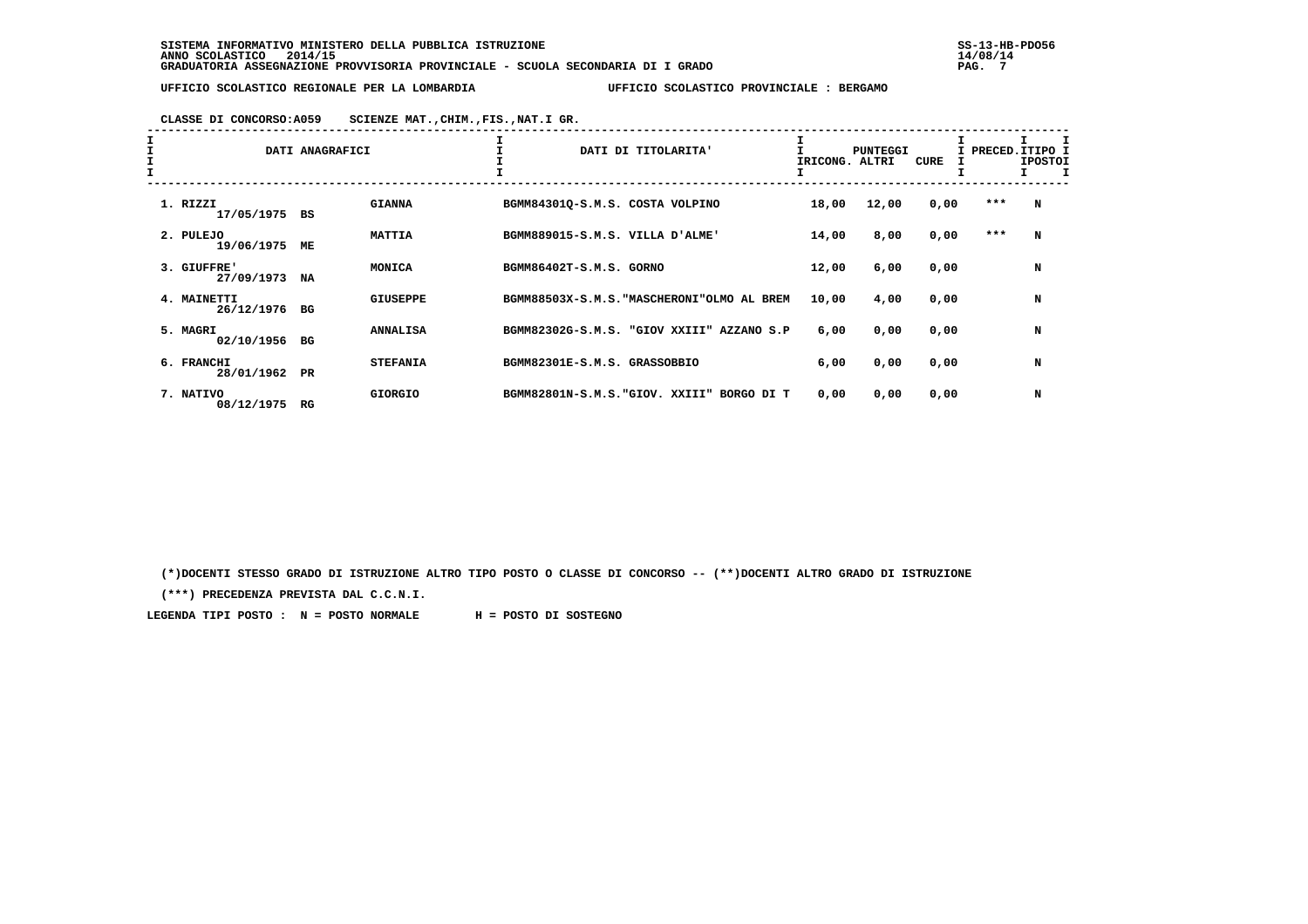SISTEMA INFORMATIVO MINISTERO DELLA PUBBLICA ISTRUZIONE
ANNO SCOLASTICO 2014/15
GRADUATORIA ASSEGNAZIONE PROVVISORIA PROVINCIALE - SCUOLA SECONDARIA DI I GRADO

UFFICIO SCOLASTICO REGIONALE PER LA LOMBARDIA — UFFICIO SCOLASTICO PROVINCIALE : BERGAMO

CLASSE DI CONCORSO:A059 SCIENZE MAT.,CHIM.,FIS.,NAT.I GR.

| DATI ANAGRAFICI | | | DATI DI TITOLARITA' | PUNTEGGI RICONG. | PUNTEGGI ALTRI | PUNTEGGI CURE | PRECED. | TIPO POSTO |
|---|---|---|---|---|---|---|---|---|
| 1. RIZZI 17/05/1975 | BS | GIANNA | BGMM84301Q-S.M.S. COSTA VOLPINO | 18,00 | 12,00 | 0,00 | *** | N |
| 2. PULEJO 19/06/1975 | ME | MATTIA | BGMM889015-S.M.S. VILLA D'ALME' | 14,00 | 8,00 | 0,00 | *** | N |
| 3. GIUFFRE' 27/09/1973 | NA | MONICA | BGMM86402T-S.M.S. GORNO | 12,00 | 6,00 | 0,00 | | N |
| 4. MAINETTI 26/12/1976 | BG | GIUSEPPE | BGMM88503X-S.M.S."MASCHERONI"OLMO AL BREM | 10,00 | 4,00 | 0,00 | | N |
| 5. MAGRI 02/10/1956 | BG | ANNALISA | BGMM82302G-S.M.S. "GIOV XXIII" AZZANO S.P | 6,00 | 0,00 | 0,00 | | N |
| 6. FRANCHI 28/01/1962 | PR | STEFANIA | BGMM82301E-S.M.S. GRASSOBBIO | 6,00 | 0,00 | 0,00 | | N |
| 7. NATIVO 08/12/1975 | RG | GIORGIO | BGMM82801N-S.M.S."GIOV. XXIII" BORGO DI T | 0,00 | 0,00 | 0,00 | | N |

(*)DOCENTI STESSO GRADO DI ISTRUZIONE ALTRO TIPO POSTO O CLASSE DI CONCORSO -- (**)DOCENTI ALTRO GRADO DI ISTRUZIONE

(***) PRECEDENZA PREVISTA DAL C.C.N.I.

LEGENDA TIPI POSTO : N = POSTO NORMALE H = POSTO DI SOSTEGNO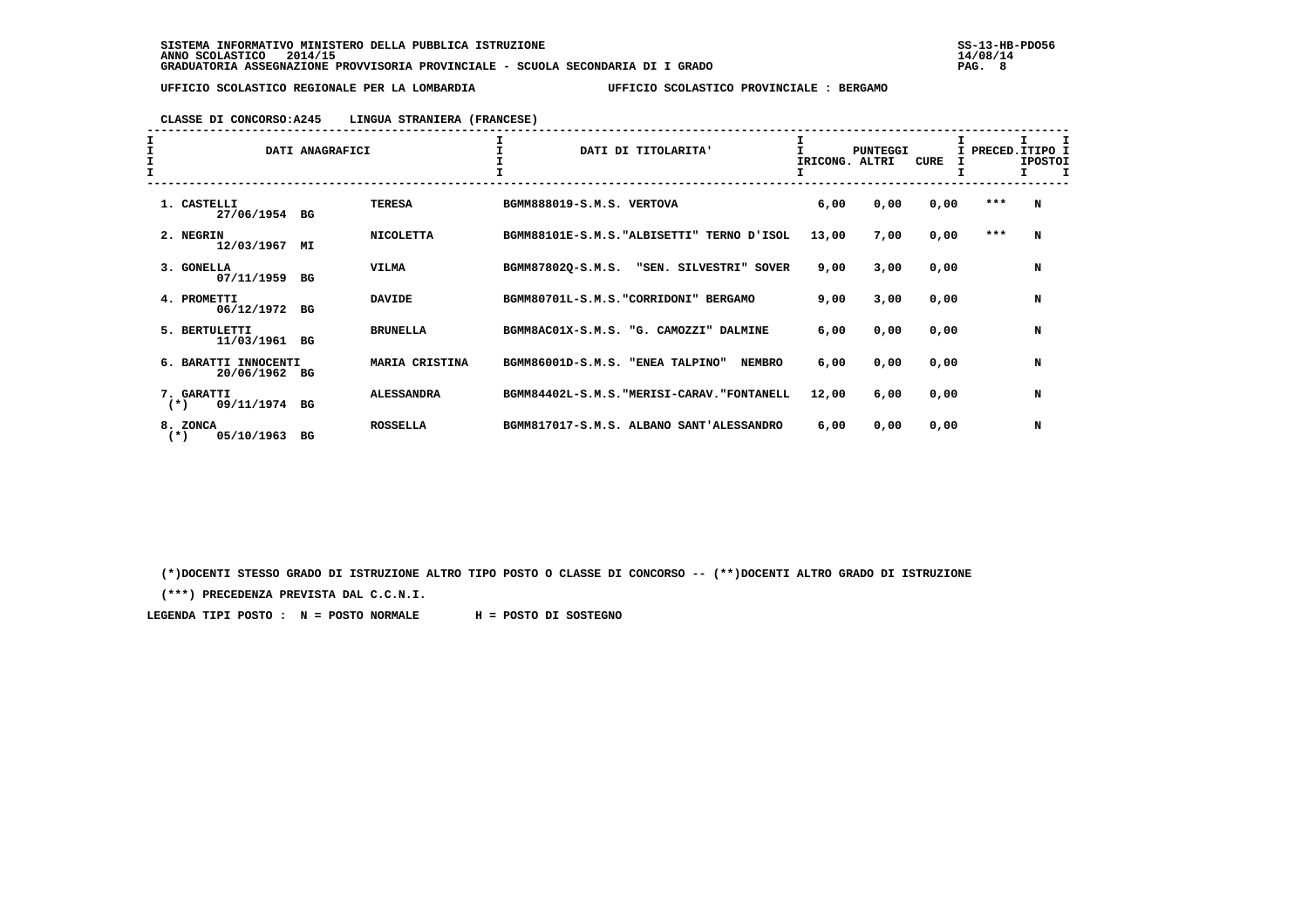SISTEMA INFORMATIVO MINISTERO DELLA PUBBLICA ISTRUZIONE
ANNO SCOLASTICO 2014/15
GRADUATORIA ASSEGNAZIONE PROVVISORIA PROVINCIALE - SCUOLA SECONDARIA DI I GRADO

SS-13-HB-PDO56
14/08/14

UFFICIO SCOLASTICO REGIONALE PER LA LOMBARDIA — UFFICIO SCOLASTICO PROVINCIALE : BERGAMO

CLASSE DI CONCORSO:A245 LINGUA STRANIERA (FRANCESE)

| DATI ANAGRAFICI | | | DATI DI TITOLARITA' | PUNTEGGI RICONG. | PUNTEGGI ALTRI | PUNTEGGI CURE | PRECED. | TIPO POSTO |
|---|---|---|---|---|---|---|---|---|
| 1. CASTELLI 27/06/1954 | BG | TERESA | BGMM888019-S.M.S. VERTOVA | 6,00 | 0,00 | 0,00 | *** | N |
| 2. NEGRIN 12/03/1967 | MI | NICOLETTA | BGMM88101E-S.M.S."ALBISETTI" TERNO D'ISOL | 13,00 | 7,00 | 0,00 | *** | N |
| 3. GONELLA 07/11/1959 | BG | VILMA | BGMM87802Q-S.M.S. "SEN. SILVESTRI" SOVER | 9,00 | 3,00 | 0,00 | | N |
| 4. PROMETTI 06/12/1972 | BG | DAVIDE | BGMM80701L-S.M.S."CORRIDONI" BERGAMO | 9,00 | 3,00 | 0,00 | | N |
| 5. BERTULETTI 11/03/1961 | BG | BRUNELLA | BGMM8AC01X-S.M.S. "G. CAMOZZI" DALMINE | 6,00 | 0,00 | 0,00 | | N |
| 6. BARATTI INNOCENTI 20/06/1962 | BG | MARIA CRISTINA | BGMM86001D-S.M.S. "ENEA TALPINO" NEMBRO | 6,00 | 0,00 | 0,00 | | N |
| 7. GARATTI (*) 09/11/1974 | BG | ALESSANDRA | BGMM84402L-S.M.S."MERISI-CARAV."FONTANELL | 12,00 | 6,00 | 0,00 | | N |
| 8. ZONCA (*) 05/10/1963 | BG | ROSSELLA | BGMM817017-S.M.S. ALBANO SANT'ALESSANDRO | 6,00 | 0,00 | 0,00 | | N |

(*)DOCENTI STESSO GRADO DI ISTRUZIONE ALTRO TIPO POSTO O CLASSE DI CONCORSO -- (**)DOCENTI ALTRO GRADO DI ISTRUZIONE

(***) PRECEDENZA PREVISTA DAL C.C.N.I.

LEGENDA TIPI POSTO : N = POSTO NORMALE H = POSTO DI SOSTEGNO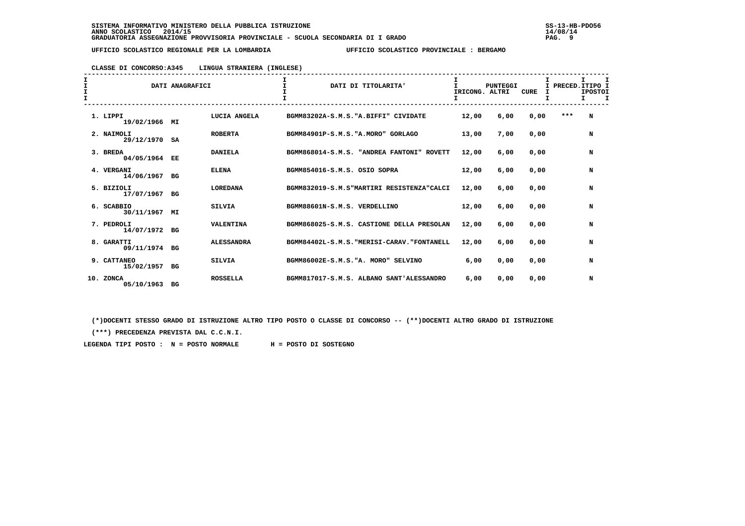SISTEMA INFORMATIVO MINISTERO DELLA PUBBLICA ISTRUZIONE
ANNO SCOLASTICO 2014/15
GRADUATORIA ASSEGNAZIONE PROVVISORIA PROVINCIALE - SCUOLA SECONDARIA DI I GRADO

UFFICIO SCOLASTICO REGIONALE PER LA LOMBARDIA — UFFICIO SCOLASTICO PROVINCIALE : BERGAMO

CLASSE DI CONCORSO:A345 LINGUA STRANIERA (INGLESE)

| DATI ANAGRAFICI | | | DATI DI TITOLARITA' | PUNTEGGI RICONG. | ALTRI | CURE | PRECED. | TIPO POSTO |
|---|---|---|---|---|---|---|---|---|
| 1. LIPPI 19/02/1966 | MI | LUCIA ANGELA | BGMM83202A-S.M.S."A.BIFFI" CIVIDATE | 12,00 | 6,00 | 0,00 | *** | N |
| 2. NAIMOLI 29/12/1970 | SA | ROBERTA | BGMM84901P-S.M.S."A.MORO" GORLAGO | 13,00 | 7,00 | 0,00 | | N |
| 3. BREDA 04/05/1964 | EE | DANIELA | BGMM868014-S.M.S. "ANDREA FANTONI" ROVETT | 12,00 | 6,00 | 0,00 | | N |
| 4. VERGANI 14/06/1967 | BG | ELENA | BGMM854016-S.M.S. OSIO SOPRA | 12,00 | 6,00 | 0,00 | | N |
| 5. BIZIOLI 17/07/1967 | BG | LOREDANA | BGMM832019-S.M.S"MARTIRI RESISTENZA"CALCI | 12,00 | 6,00 | 0,00 | | N |
| 6. SCABBIO 30/11/1967 | MI | SILVIA | BGMM88601N-S.M.S. VERDELLINO | 12,00 | 6,00 | 0,00 | | N |
| 7. PEDROLI 14/07/1972 | BG | VALENTINA | BGMM868025-S.M.S. CASTIONE DELLA PRESOLAN | 12,00 | 6,00 | 0,00 | | N |
| 8. GARATTI 09/11/1974 | BG | ALESSANDRA | BGMM84402L-S.M.S."MERISI-CARAV."FONTANELL | 12,00 | 6,00 | 0,00 | | N |
| 9. CATTANEO 15/02/1957 | BG | SILVIA | BGMM86002E-S.M.S."A. MORO" SELVINO | 6,00 | 0,00 | 0,00 | | N |
| 10. ZONCA 05/10/1963 | BG | ROSSELLA | BGMM817017-S.M.S. ALBANO SANT'ALESSANDRO | 6,00 | 0,00 | 0,00 | | N |

(*)DOCENTI STESSO GRADO DI ISTRUZIONE ALTRO TIPO POSTO O CLASSE DI CONCORSO -- (**)DOCENTI ALTRO GRADO DI ISTRUZIONE

(***) PRECEDENZA PREVISTA DAL C.C.N.I.

LEGENDA TIPI POSTO : N = POSTO NORMALE H = POSTO DI SOSTEGNO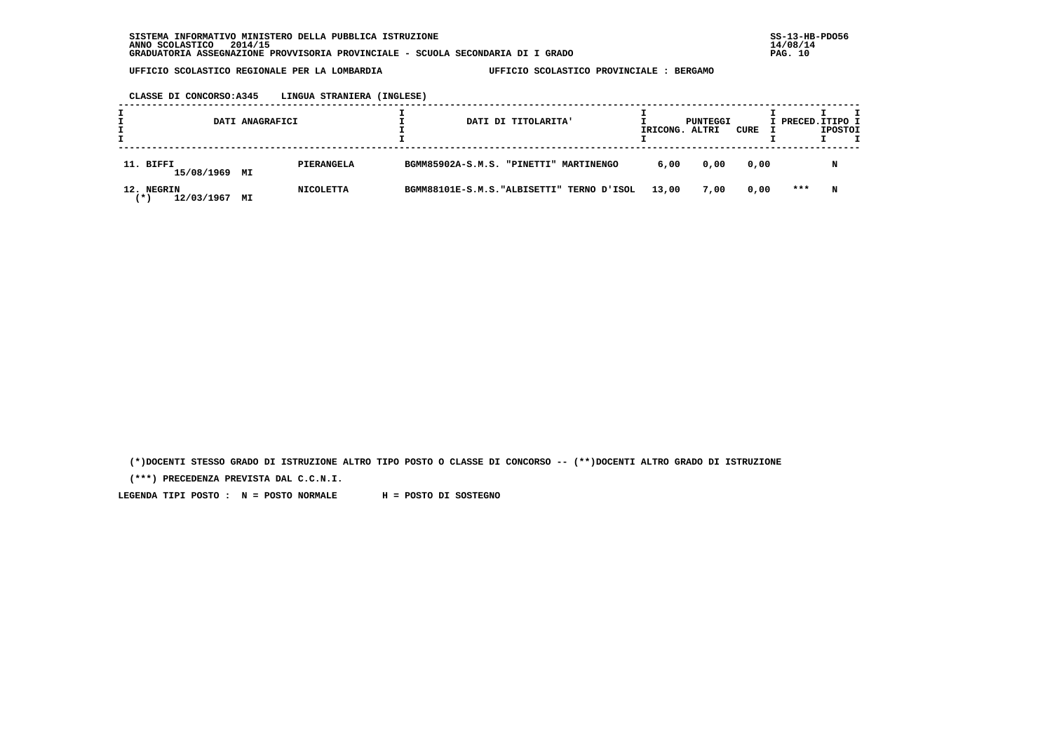SISTEMA INFORMATIVO MINISTERO DELLA PUBBLICA ISTRUZIONE
ANNO SCOLASTICO 2014/15
GRADUATORIA ASSEGNAZIONE PROVVISORIA PROVINCIALE - SCUOLA SECONDARIA DI I GRADO

UFFICIO SCOLASTICO REGIONALE PER LA LOMBARDIA — UFFICIO SCOLASTICO PROVINCIALE : BERGAMO

CLASSE DI CONCORSO:A345 LINGUA STRANIERA (INGLESE)

| DATI ANAGRAFICI | | DATI DI TITOLARITA' | PUNTEGGI RICONG. | ALTRI | CURE | PRECED. | TIPO POSTO |
|---|---|---|---|---|---|---|---|
| 11. BIFFI 15/08/1969 MI | PIERANGELA | BGMM85902A-S.M.S. "PINETTI" MARTINENGO | 6,00 | 0,00 | 0,00 | | N |
| 12. NEGRIN (*) 12/03/1967 MI | NICOLETTA | BGMM88101E-S.M.S."ALBISETTI" TERNO D'ISOL | 13,00 | 7,00 | 0,00 | *** | N |

(*)DOCENTI STESSO GRADO DI ISTRUZIONE ALTRO TIPO POSTO O CLASSE DI CONCORSO -- (**)DOCENTI ALTRO GRADO DI ISTRUZIONE

(***) PRECEDENZA PREVISTA DAL C.C.N.I.

LEGENDA TIPI POSTO : N = POSTO NORMALE H = POSTO DI SOSTEGNO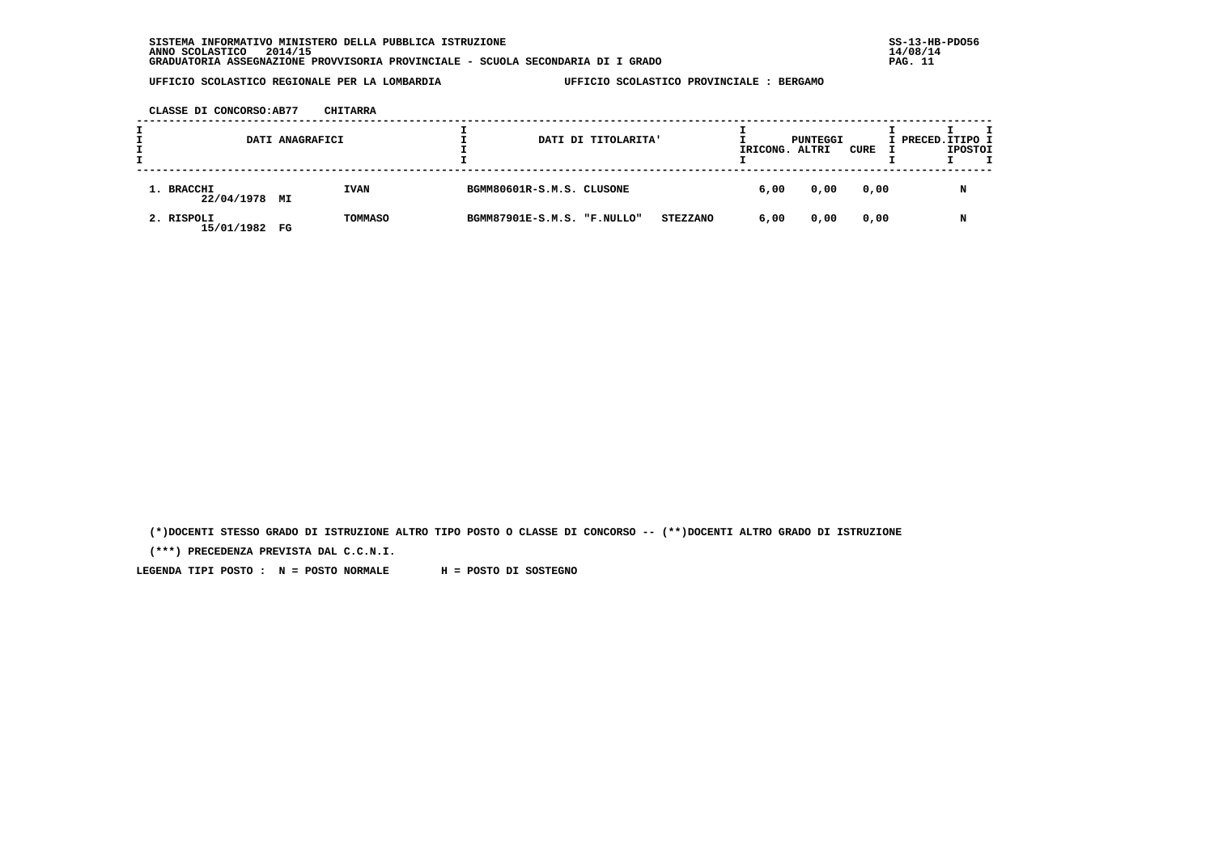SISTEMA INFORMATIVO MINISTERO DELLA PUBBLICA ISTRUZIONE
ANNO SCOLASTICO 2014/15
GRADUATORIA ASSEGNAZIONE PROVVISORIA PROVINCIALE - SCUOLA SECONDARIA DI I GRADO

UFFICIO SCOLASTICO REGIONALE PER LA LOMBARDIA — UFFICIO SCOLASTICO PROVINCIALE : BERGAMO

CLASSE DI CONCORSO:AB77 CHITARRA

| DATI ANAGRAFICI | | DATI DI TITOLARITA' | | PUNTEGGI RICONG. | ALTRI | CURE | PRECED. | TIPO POSTO |
|---|---|---|---|---|---|---|---|---|
| 1. BRACCHI 22/04/1978 MI | IVAN | BGMM80601R-S.M.S. CLUSONE | | 6,00 | 0,00 | 0,00 | | N |
| 2. RISPOLI 15/01/1982 FG | TOMMASO | BGMM87901E-S.M.S. "F.NULLO" | STEZZANO | 6,00 | 0,00 | 0,00 | | N |

(*)DOCENTI STESSO GRADO DI ISTRUZIONE ALTRO TIPO POSTO O CLASSE DI CONCORSO -- (**)DOCENTI ALTRO GRADO DI ISTRUZIONE

(***) PRECEDENZA PREVISTA DAL C.C.N.I.

LEGENDA TIPI POSTO : N = POSTO NORMALE H = POSTO DI SOSTEGNO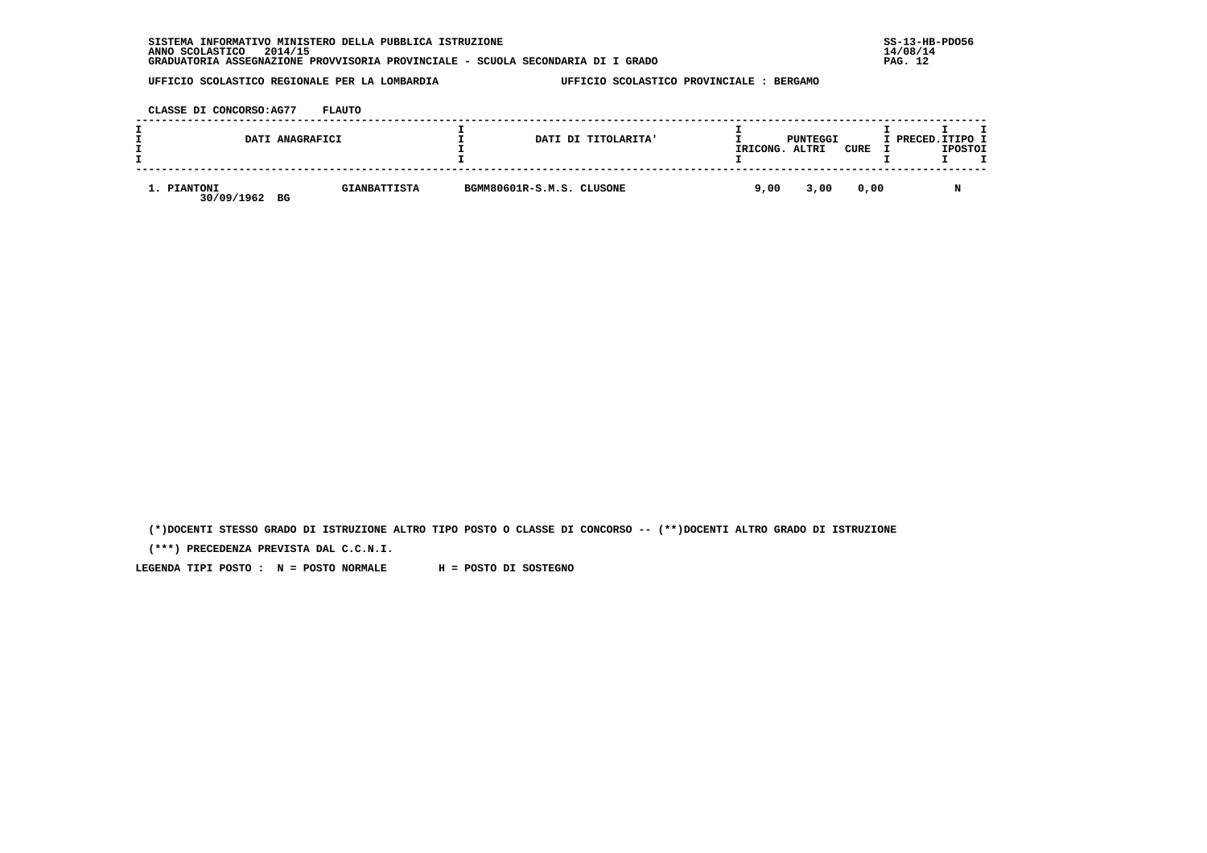SISTEMA INFORMATIVO MINISTERO DELLA PUBBLICA ISTRUZIONE
ANNO SCOLASTICO 2014/15
GRADUATORIA ASSEGNAZIONE PROVVISORIA PROVINCIALE - SCUOLA SECONDARIA DI I GRADO

SS-13-HB-PDO56
14/08/14

UFFICIO SCOLASTICO REGIONALE PER LA LOMBARDIA — UFFICIO SCOLASTICO PROVINCIALE : BERGAMO

CLASSE DI CONCORSO:AG77 FLAUTO

| DATI ANAGRAFICI | | DATI DI TITOLARITA' | PUNTEGGI RICONG. | PUNTEGGI ALTRI | PUNTEGGI CURE | PRECED. | TIPO POSTO |
|---|---|---|---|---|---|---|---|
| 1. PIANTONI 30/09/1962 BG | GIANBATTISTA | BGMM80601R-S.M.S. CLUSONE | 9,00 | 3,00 | 0,00 | | N |

(*)DOCENTI STESSO GRADO DI ISTRUZIONE ALTRO TIPO POSTO O CLASSE DI CONCORSO -- (**)DOCENTI ALTRO GRADO DI ISTRUZIONE

(***) PRECEDENZA PREVISTA DAL C.C.N.I.

LEGENDA TIPI POSTO : N = POSTO NORMALE H = POSTO DI SOSTEGNO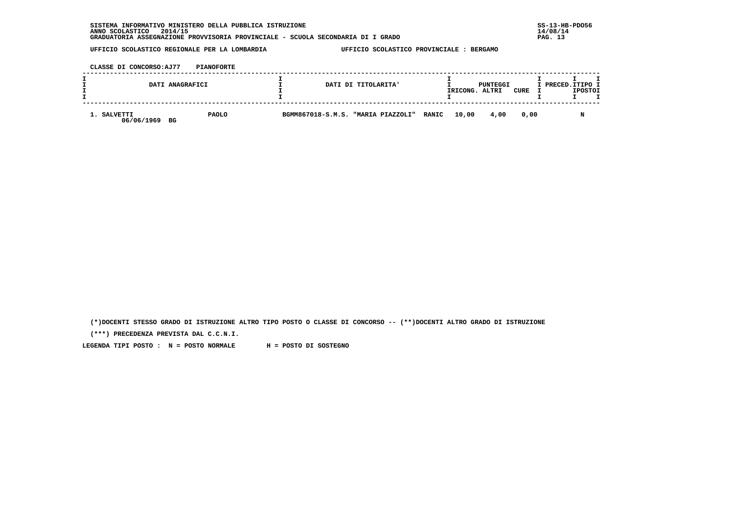SISTEMA INFORMATIVO MINISTERO DELLA PUBBLICA ISTRUZIONE
ANNO SCOLASTICO 2014/15
GRADUATORIA ASSEGNAZIONE PROVVISORIA PROVINCIALE - SCUOLA SECONDARIA DI I GRADO

SS-13-HB-PDO56
14/08/14

UFFICIO SCOLASTICO REGIONALE PER LA LOMBARDIA — UFFICIO SCOLASTICO PROVINCIALE : BERGAMO

CLASSE DI CONCORSO:AJ77 PIANOFORTE

| DATI ANAGRAFICI | | DATI DI TITOLARITA' | | PUNTEGGI RICONG. | PUNTEGGI ALTRI | PUNTEGGI CURE | PRECED. | TIPO POSTO |
|---|---|---|---|---|---|---|---|---|
| 1. SALVETTI 06/06/1969 BG | PAOLO | BGMM867018-S.M.S. "MARIA PIAZZOLI" | RANIC | 10,00 | 4,00 | 0,00 | | N |

(*)DOCENTI STESSO GRADO DI ISTRUZIONE ALTRO TIPO POSTO O CLASSE DI CONCORSO -- (**)DOCENTI ALTRO GRADO DI ISTRUZIONE

(***) PRECEDENZA PREVISTA DAL C.C.N.I.

LEGENDA TIPI POSTO : N = POSTO NORMALE H = POSTO DI SOSTEGNO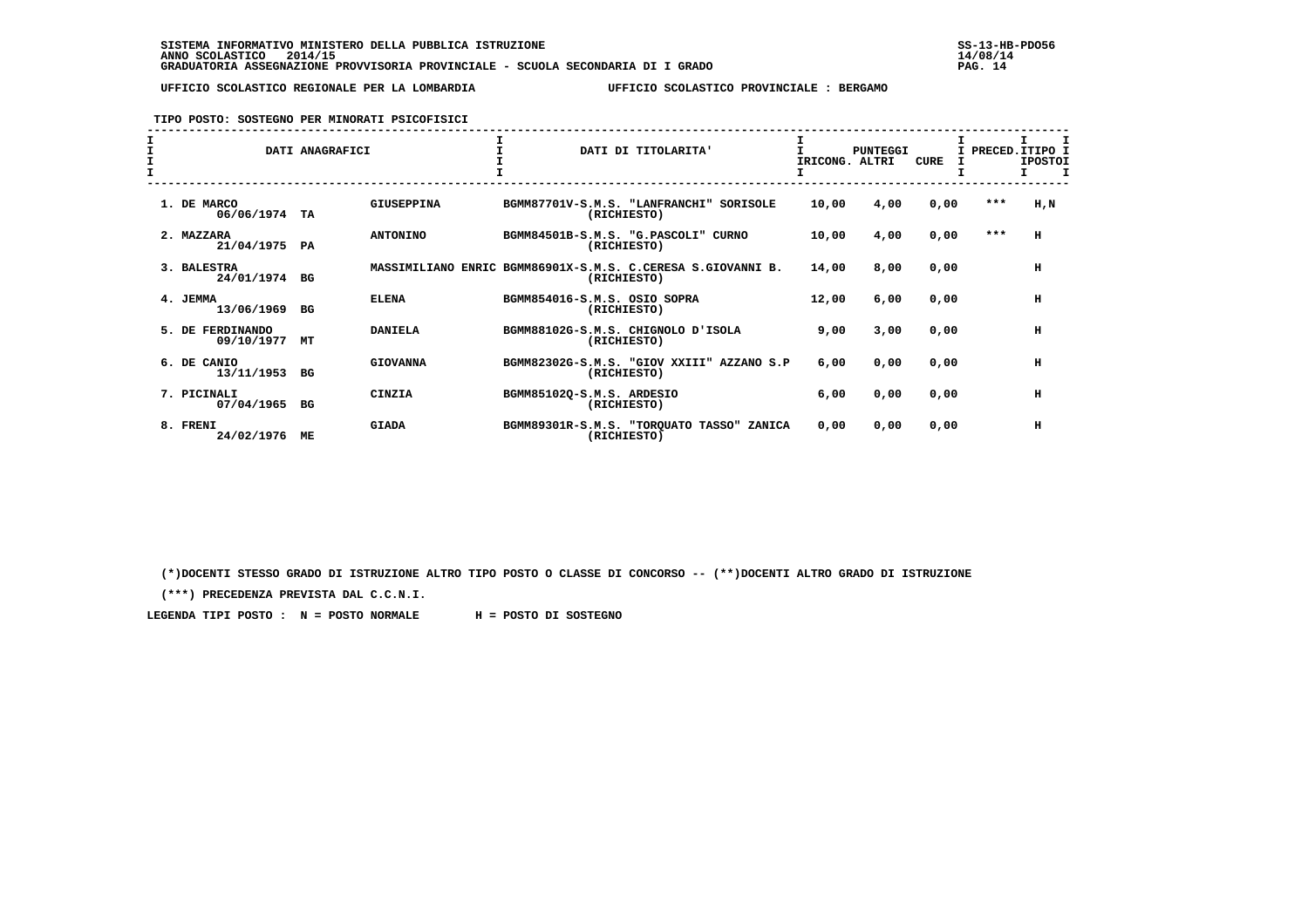SISTEMA INFORMATIVO MINISTERO DELLA PUBBLICA ISTRUZIONE
ANNO SCOLASTICO 2014/15
GRADUATORIA ASSEGNAZIONE PROVVISORIA PROVINCIALE - SCUOLA SECONDARIA DI I GRADO

SS-13-HB-PDO56
14/08/14

UFFICIO SCOLASTICO REGIONALE PER LA LOMBARDIA — UFFICIO SCOLASTICO PROVINCIALE : BERGAMO

TIPO POSTO: SOSTEGNO PER MINORATI PSICOFISICI

| DATI ANAGRAFICI | | | DATI DI TITOLARITA' | PUNTEGGI IRICONG. | ALTRI | CURE | PRECED. | TIPO POSTO |
|---|---|---|---|---|---|---|---|---|
| 1. DE MARCO 06/06/1974 | TA | GIUSEPPINA | BGMM87701V-S.M.S. "LANFRANCHI" SORISOLE (RICHIESTO) | 10,00 | 4,00 | 0,00 | *** | H,N |
| 2. MAZZARA 21/04/1975 | PA | ANTONINO | BGMM84501B-S.M.S. "G.PASCOLI" CURNO (RICHIESTO) | 10,00 | 4,00 | 0,00 | *** | H |
| 3. BALESTRA 24/01/1974 | BG | MASSIMILIANO ENRIC | BGMM86901X-S.M.S. C.CERESA S.GIOVANNI B. (RICHIESTO) | 14,00 | 8,00 | 0,00 | | H |
| 4. JEMMA 13/06/1969 | BG | ELENA | BGMM854016-S.M.S. OSIO SOPRA (RICHIESTO) | 12,00 | 6,00 | 0,00 | | H |
| 5. DE FERDINANDO 09/10/1977 | MT | DANIELA | BGMM88102G-S.M.S. CHIGNOLO D'ISOLA (RICHIESTO) | 9,00 | 3,00 | 0,00 | | H |
| 6. DE CANIO 13/11/1953 | BG | GIOVANNA | BGMM82302G-S.M.S. "GIOV XXIII" AZZANO S.P (RICHIESTO) | 6,00 | 0,00 | 0,00 | | H |
| 7. PICINALI 07/04/1965 | BG | CINZIA | BGMM85102Q-S.M.S. ARDESIO (RICHIESTO) | 6,00 | 0,00 | 0,00 | | H |
| 8. FRENI 24/02/1976 | ME | GIADA | BGMM89301R-S.M.S. "TORQUATO TASSO" ZANICA (RICHIESTO) | 0,00 | 0,00 | 0,00 | | H |

(*)DOCENTI STESSO GRADO DI ISTRUZIONE ALTRO TIPO POSTO O CLASSE DI CONCORSO -- (**)DOCENTI ALTRO GRADO DI ISTRUZIONE

(***) PRECEDENZA PREVISTA DAL C.C.N.I.

LEGENDA TIPI POSTO : N = POSTO NORMALE H = POSTO DI SOSTEGNO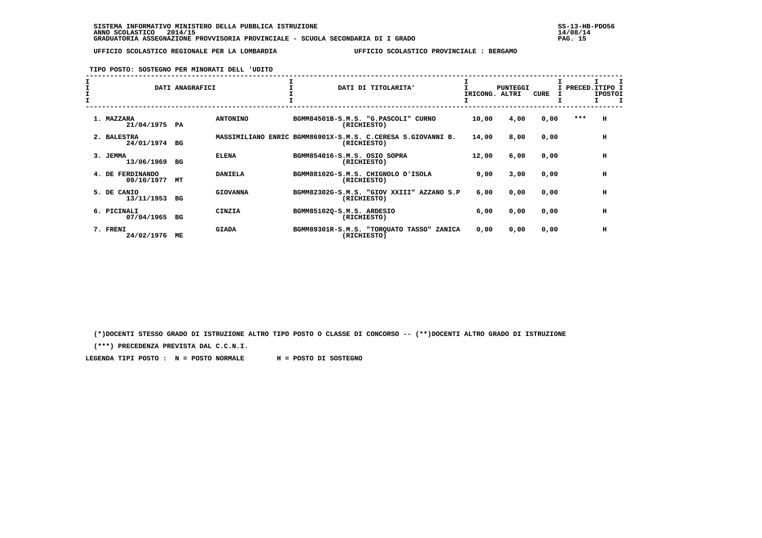SISTEMA INFORMATIVO MINISTERO DELLA PUBBLICA ISTRUZIONE
ANNO SCOLASTICO 2014/15
GRADUATORIA ASSEGNAZIONE PROVVISORIA PROVINCIALE - SCUOLA SECONDARIA DI I GRADO

SS-13-HB-PDO56
14/08/14

UFFICIO SCOLASTICO REGIONALE PER LA LOMBARDIA — UFFICIO SCOLASTICO PROVINCIALE : BERGAMO

TIPO POSTO: SOSTEGNO PER MINORATI DELL 'UDITO

| DATI ANAGRAFICI | | | DATI DI TITOLARITA' | PUNTEGGI RICONG. | ALTRI | CURE | PRECED. | TIPO POSTO |
|---|---|---|---|---|---|---|---|---|
| 1. MAZZARA 21/04/1975 | PA | ANTONINO | BGMM84501B-S.M.S. "G.PASCOLI" CURNO (RICHIESTO) | 10,00 | 4,00 | 0,00 | *** | H |
| 2. BALESTRA 24/01/1974 | BG | MASSIMILIANO ENRIC | BGMM86901X-S.M.S. C.CERESA S.GIOVANNI B. (RICHIESTO) | 14,00 | 8,00 | 0,00 | | H |
| 3. JEMMA 13/06/1969 | BG | ELENA | BGMM854016-S.M.S. OSIO SOPRA (RICHIESTO) | 12,00 | 6,00 | 0,00 | | H |
| 4. DE FERDINANDO 09/10/1977 | MT | DANIELA | BGMM88102G-S.M.S. CHIGNOLO D'ISOLA (RICHIESTO) | 9,00 | 3,00 | 0,00 | | H |
| 5. DE CANIO 13/11/1953 | BG | GIOVANNA | BGMM82302G-S.M.S. "GIOV XXIII" AZZANO S.P (RICHIESTO) | 6,00 | 0,00 | 0,00 | | H |
| 6. PICINALI 07/04/1965 | BG | CINZIA | BGMM85102Q-S.M.S. ARDESIO (RICHIESTO) | 6,00 | 0,00 | 0,00 | | H |
| 7. FRENI 24/02/1976 | ME | GIADA | BGMM89301R-S.M.S. "TORQUATO TASSO" ZANICA (RICHIESTO) | 0,00 | 0,00 | 0,00 | | H |

(*)DOCENTI STESSO GRADO DI ISTRUZIONE ALTRO TIPO POSTO O CLASSE DI CONCORSO -- (**)DOCENTI ALTRO GRADO DI ISTRUZIONE

(***) PRECEDENZA PREVISTA DAL C.C.N.I.

LEGENDA TIPI POSTO : N = POSTO NORMALE H = POSTO DI SOSTEGNO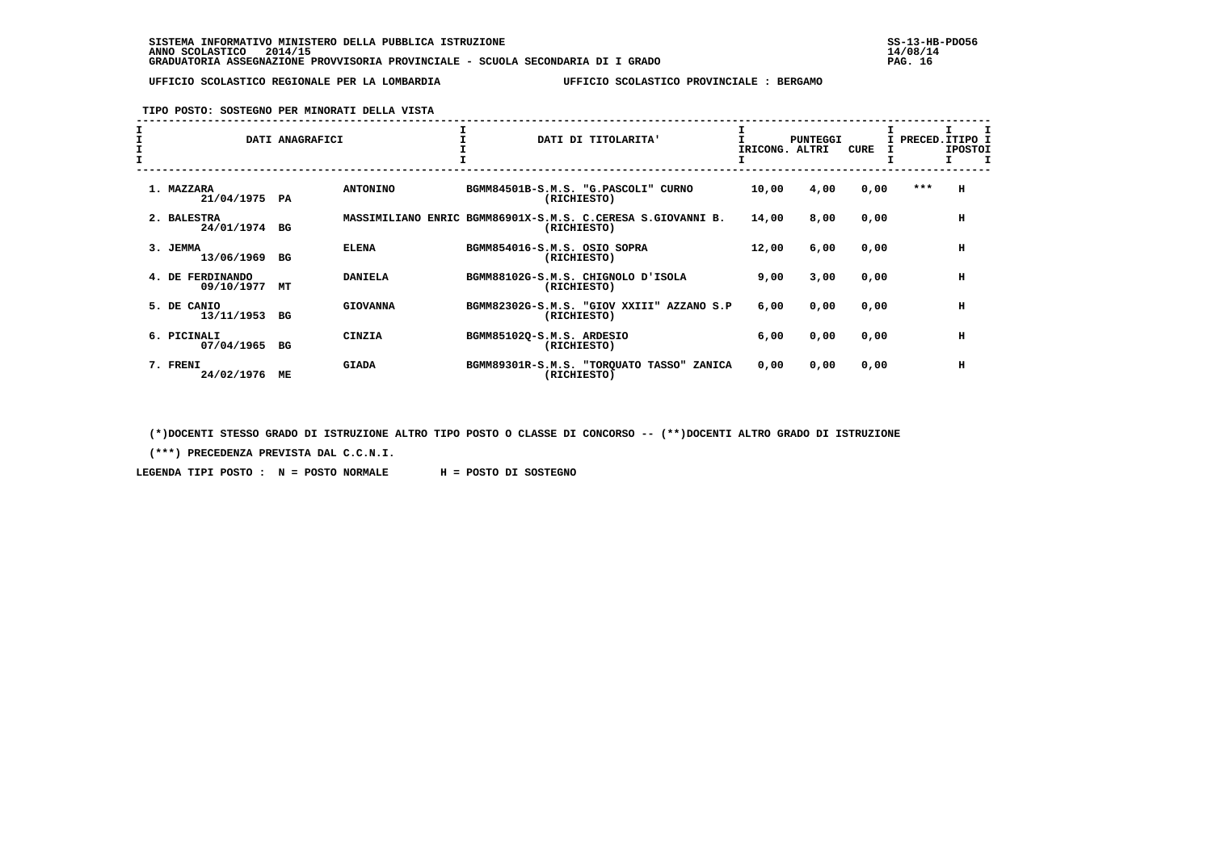SISTEMA INFORMATIVO MINISTERO DELLA PUBBLICA ISTRUZIONE
ANNO SCOLASTICO 2014/15
GRADUATORIA ASSEGNAZIONE PROVVISORIA PROVINCIALE - SCUOLA SECONDARIA DI I GRADO

SS-13-HB-PDO56
14/08/14

UFFICIO SCOLASTICO REGIONALE PER LA LOMBARDIA — UFFICIO SCOLASTICO PROVINCIALE : BERGAMO

TIPO POSTO: SOSTEGNO PER MINORATI DELLA VISTA

| DATI ANAGRAFICI | | | DATI DI TITOLARITA' | PUNTEGGI RICONG. | ALTRI | CURE | PRECED. | TIPO POSTO |
|---|---|---|---|---|---|---|---|---|
| 1. MAZZARA 21/04/1975 | PA | ANTONINO | BGMM84501B-S.M.S. "G.PASCOLI" CURNO (RICHIESTO) | 10,00 | 4,00 | 0,00 | *** | H |
| 2. BALESTRA 24/01/1974 | BG | MASSIMILIANO ENRIC | BGMM86901X-S.M.S. C.CERESA S.GIOVANNI B. (RICHIESTO) | 14,00 | 8,00 | 0,00 | | H |
| 3. JEMMA 13/06/1969 | BG | ELENA | BGMM854016-S.M.S. OSIO SOPRA (RICHIESTO) | 12,00 | 6,00 | 0,00 | | H |
| 4. DE FERDINANDO 09/10/1977 | MT | DANIELA | BGMM88102G-S.M.S. CHIGNOLO D'ISOLA (RICHIESTO) | 9,00 | 3,00 | 0,00 | | H |
| 5. DE CANIO 13/11/1953 | BG | GIOVANNA | BGMM82302G-S.M.S. "GIOV XXIII" AZZANO S.P (RICHIESTO) | 6,00 | 0,00 | 0,00 | | H |
| 6. PICINALI 07/04/1965 | BG | CINZIA | BGMM85102Q-S.M.S. ARDESIO (RICHIESTO) | 6,00 | 0,00 | 0,00 | | H |
| 7. FRENI 24/02/1976 | ME | GIADA | BGMM89301R-S.M.S. "TORQUATO TASSO" ZANICA (RICHIESTO) | 0,00 | 0,00 | 0,00 | | H |

(*)DOCENTI STESSO GRADO DI ISTRUZIONE ALTRO TIPO POSTO O CLASSE DI CONCORSO -- (**)DOCENTI ALTRO GRADO DI ISTRUZIONE

(***) PRECEDENZA PREVISTA DAL C.C.N.I.

LEGENDA TIPI POSTO : N = POSTO NORMALE H = POSTO DI SOSTEGNO